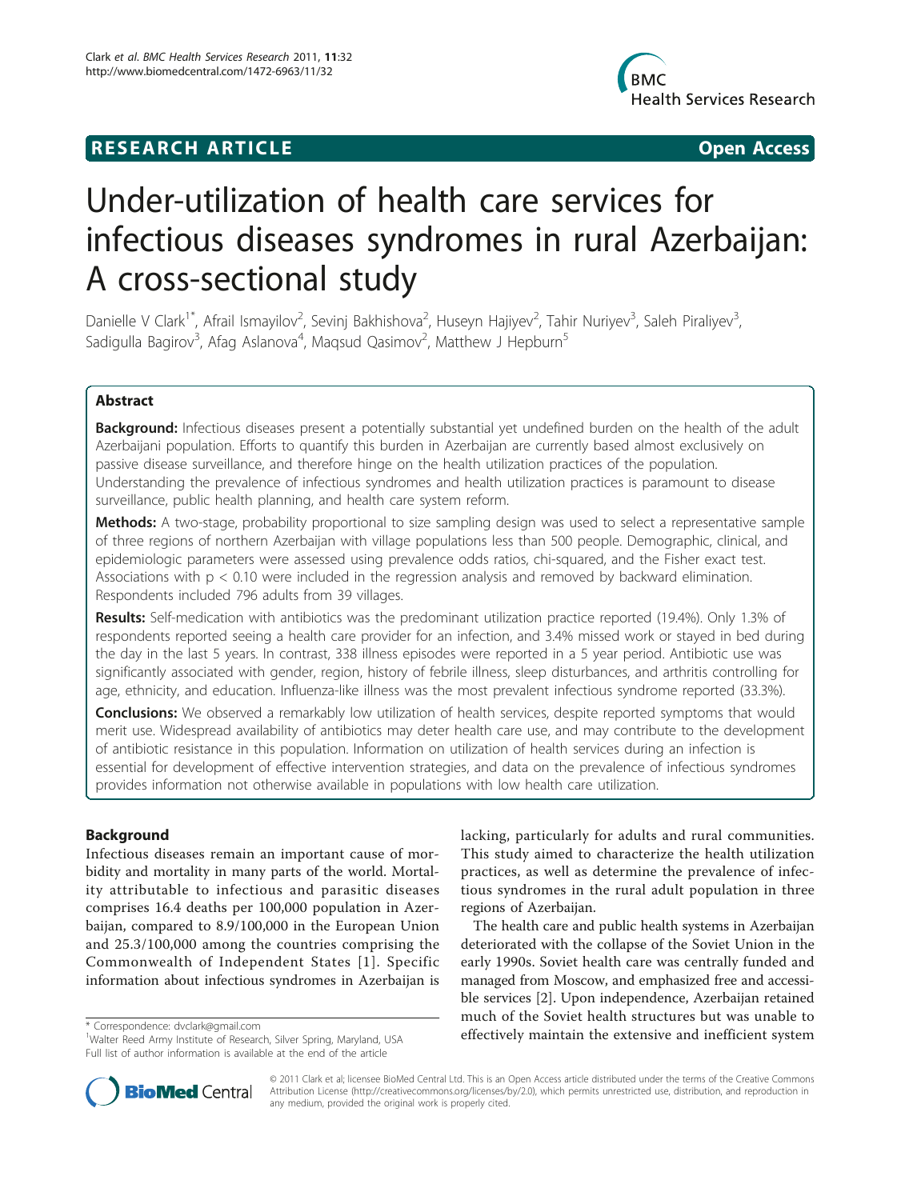# RESEARCH ARTICLE

**Open Access**

# Under-utilization of health care services for infectious diseases syndromes in rural Azerbaijan: A cross-sectional study

Danielle V Clark[1*], Afrail Ismayilov[2], Sevinj Bakhishova[2], Huseyn Hajiyev[2], Tahir Nuriyev[3], Saleh Piraliyev[3], Sadigulla Bagirov[3], Afag Aslanova[4], Maqsud Qasimov[2], Matthew J Hepburn[5]

## Abstract

**Background:** Infectious diseases present a potentially substantial yet undefined burden on the health of the adult Azerbaijani population. Efforts to quantify this burden in Azerbaijan are currently based almost exclusively on passive disease surveillance, and therefore hinge on the health utilization practices of the population. Understanding the prevalence of infectious syndromes and health utilization practices is paramount to disease surveillance, public health planning, and health care system reform.

**Methods:** A two-stage, probability proportional to size sampling design was used to select a representative sample of three regions of northern Azerbaijan with village populations less than 500 people. Demographic, clinical, and epidemiologic parameters were assessed using prevalence odds ratios, chi-squared, and the Fisher exact test. Associations with $p < 0.10$ were included in the regression analysis and removed by backward elimination. Respondents included 796 adults from 39 villages.

**Results:** Self-medication with antibiotics was the predominant utilization practice reported (19.4%). Only 1.3% of respondents reported seeing a health care provider for an infection, and 3.4% missed work or stayed in bed during the day in the last 5 years. In contrast, 338 illness episodes were reported in a 5 year period. Antibiotic use was significantly associated with gender, region, history of febrile illness, sleep disturbances, and arthritis controlling for age, ethnicity, and education. Influenza-like illness was the most prevalent infectious syndrome reported (33.3%).

**Conclusions:** We observed a remarkably low utilization of health services, despite reported symptoms that would merit use. Widespread availability of antibiotics may deter health care use, and may contribute to the development of antibiotic resistance in this population. Information on utilization of health services during an infection is essential for development of effective intervention strategies, and data on the prevalence of infectious syndromes provides information not otherwise available in populations with low health care utilization.

## Background

Infectious diseases remain an important cause of morbidity and mortality in many parts of the world. Mortality attributable to infectious and parasitic diseases comprises 16.4 deaths per 100,000 population in Azerbaijan, compared to 8.9/100,000 in the European Union and 25.3/100,000 among the countries comprising the Commonwealth of Independent States [1]. Specific information about infectious syndromes in Azerbaijan is lacking, particularly for adults and rural communities. This study aimed to characterize the health utilization practices, as well as determine the prevalence of infectious syndromes in the rural adult population in three regions of Azerbaijan.

The health care and public health systems in Azerbaijan deteriorated with the collapse of the Soviet Union in the early 1990s. Soviet health care was centrally funded and managed from Moscow, and emphasized free and accessible services [2]. Upon independence, Azerbaijan retained much of the Soviet health structures but was unable to effectively maintain the extensive and inefficient system

\* Correspondence: dvclark@gmail.com
[1]Walter Reed Army Institute of Research, Silver Spring, Maryland, USA
Full list of author information is available at the end of the article

© 2011 Clark et al; licensee BioMed Central Ltd. This is an Open Access article distributed under the terms of the Creative Commons Attribution License (http://creativecommons.org/licenses/by/2.0), which permits unrestricted use, distribution, and reproduction in any medium, provided the original work is properly cited.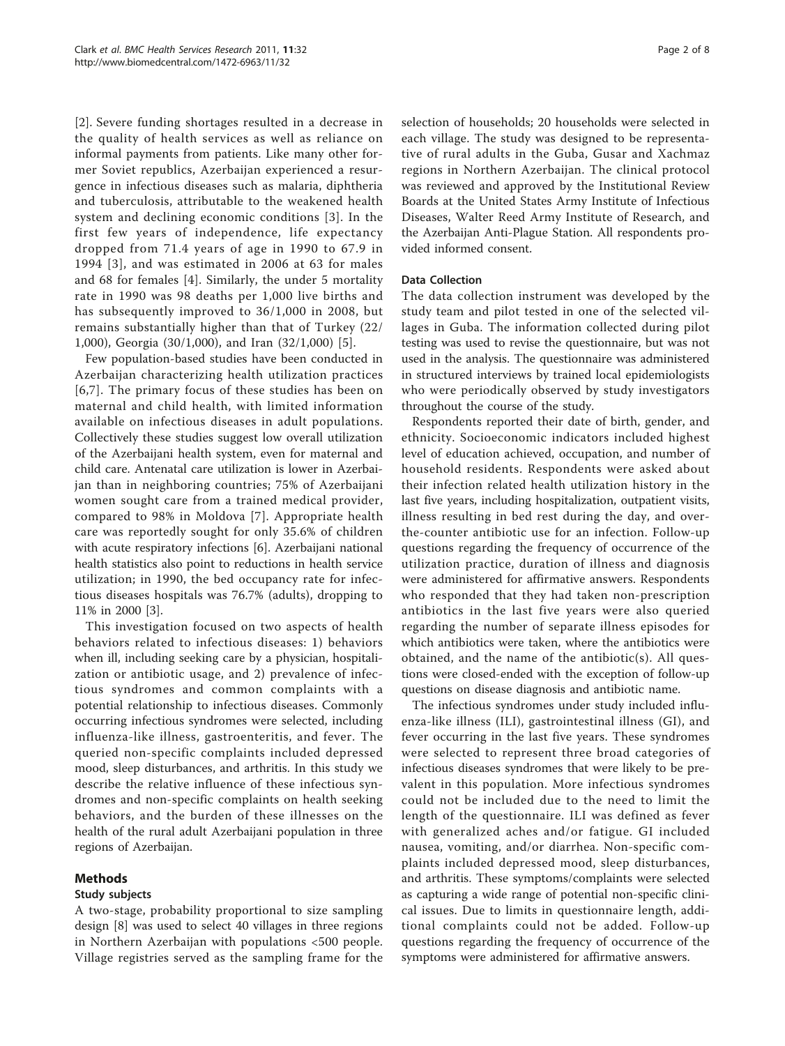[2]. Severe funding shortages resulted in a decrease in the quality of health services as well as reliance on informal payments from patients. Like many other former Soviet republics, Azerbaijan experienced a resurgence in infectious diseases such as malaria, diphtheria and tuberculosis, attributable to the weakened health system and declining economic conditions [3]. In the first few years of independence, life expectancy dropped from 71.4 years of age in 1990 to 67.9 in 1994 [3], and was estimated in 2006 at 63 for males and 68 for females [4]. Similarly, the under 5 mortality rate in 1990 was 98 deaths per 1,000 live births and has subsequently improved to 36/1,000 in 2008, but remains substantially higher than that of Turkey (22/1,000), Georgia (30/1,000), and Iran (32/1,000) [5].

Few population-based studies have been conducted in Azerbaijan characterizing health utilization practices [6,7]. The primary focus of these studies has been on maternal and child health, with limited information available on infectious diseases in adult populations. Collectively these studies suggest low overall utilization of the Azerbaijani health system, even for maternal and child care. Antenatal care utilization is lower in Azerbaijan than in neighboring countries; 75% of Azerbaijani women sought care from a trained medical provider, compared to 98% in Moldova [7]. Appropriate health care was reportedly sought for only 35.6% of children with acute respiratory infections [6]. Azerbaijani national health statistics also point to reductions in health service utilization; in 1990, the bed occupancy rate for infectious diseases hospitals was 76.7% (adults), dropping to 11% in 2000 [3].

This investigation focused on two aspects of health behaviors related to infectious diseases: 1) behaviors when ill, including seeking care by a physician, hospitalization or antibiotic usage, and 2) prevalence of infectious syndromes and common complaints with a potential relationship to infectious diseases. Commonly occurring infectious syndromes were selected, including influenza-like illness, gastroenteritis, and fever. The queried non-specific complaints included depressed mood, sleep disturbances, and arthritis. In this study we describe the relative influence of these infectious syndromes and non-specific complaints on health seeking behaviors, and the burden of these illnesses on the health of the rural adult Azerbaijani population in three regions of Azerbaijan.

## Methods

### Study subjects

A two-stage, probability proportional to size sampling design [8] was used to select 40 villages in three regions in Northern Azerbaijan with populations <500 people. Village registries served as the sampling frame for the selection of households; 20 households were selected in each village. The study was designed to be representative of rural adults in the Guba, Gusar and Xachmaz regions in Northern Azerbaijan. The clinical protocol was reviewed and approved by the Institutional Review Boards at the United States Army Institute of Infectious Diseases, Walter Reed Army Institute of Research, and the Azerbaijan Anti-Plague Station. All respondents provided informed consent.

### Data Collection

The data collection instrument was developed by the study team and pilot tested in one of the selected villages in Guba. The information collected during pilot testing was used to revise the questionnaire, but was not used in the analysis. The questionnaire was administered in structured interviews by trained local epidemiologists who were periodically observed by study investigators throughout the course of the study.

Respondents reported their date of birth, gender, and ethnicity. Socioeconomic indicators included highest level of education achieved, occupation, and number of household residents. Respondents were asked about their infection related health utilization history in the last five years, including hospitalization, outpatient visits, illness resulting in bed rest during the day, and over-the-counter antibiotic use for an infection. Follow-up questions regarding the frequency of occurrence of the utilization practice, duration of illness and diagnosis were administered for affirmative answers. Respondents who responded that they had taken non-prescription antibiotics in the last five years were also queried regarding the number of separate illness episodes for which antibiotics were taken, where the antibiotics were obtained, and the name of the antibiotic(s). All questions were closed-ended with the exception of follow-up questions on disease diagnosis and antibiotic name.

The infectious syndromes under study included influenza-like illness (ILI), gastrointestinal illness (GI), and fever occurring in the last five years. These syndromes were selected to represent three broad categories of infectious diseases syndromes that were likely to be prevalent in this population. More infectious syndromes could not be included due to the need to limit the length of the questionnaire. ILI was defined as fever with generalized aches and/or fatigue. GI included nausea, vomiting, and/or diarrhea. Non-specific complaints included depressed mood, sleep disturbances, and arthritis. These symptoms/complaints were selected as capturing a wide range of potential non-specific clinical issues. Due to limits in questionnaire length, additional complaints could not be added. Follow-up questions regarding the frequency of occurrence of the symptoms were administered for affirmative answers.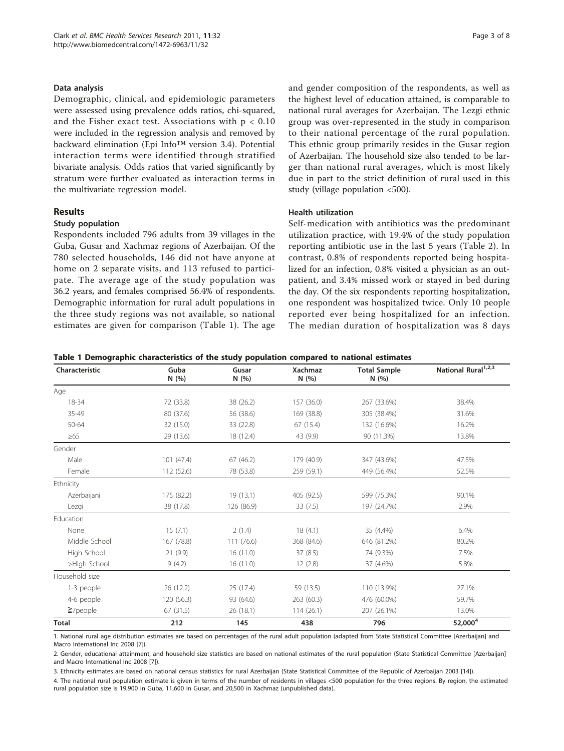### Data analysis

Demographic, clinical, and epidemiologic parameters were assessed using prevalence odds ratios, chi-squared, and the Fisher exact test. Associations with $p < 0.10$ were included in the regression analysis and removed by backward elimination (Epi Info™ version 3.4). Potential interaction terms were identified through stratified bivariate analysis. Odds ratios that varied significantly by stratum were further evaluated as interaction terms in the multivariate regression model.

## Results

### Study population

Respondents included 796 adults from 39 villages in the Guba, Gusar and Xachmaz regions of Azerbaijan. Of the 780 selected households, 146 did not have anyone at home on 2 separate visits, and 113 refused to participate. The average age of the study population was 36.2 years, and females comprised 56.4% of respondents. Demographic information for rural adult populations in the three study regions was not available, so national estimates are given for comparison (Table 1). The age and gender composition of the respondents, as well as the highest level of education attained, is comparable to national rural averages for Azerbaijan. The Lezgi ethnic group was over-represented in the study in comparison to their national percentage of the rural population. This ethnic group primarily resides in the Gusar region of Azerbaijan. The household size also tended to be larger than national rural averages, which is most likely due in part to the strict definition of rural used in this study (village population <500).

### Health utilization

Self-medication with antibiotics was the predominant utilization practice, with 19.4% of the study population reporting antibiotic use in the last 5 years (Table 2). In contrast, 0.8% of respondents reported being hospitalized for an infection, 0.8% visited a physician as an outpatient, and 3.4% missed work or stayed in bed during the day. Of the six respondents reporting hospitalization, one respondent was hospitalized twice. Only 10 people reported ever being hospitalized for an infection. The median duration of hospitalization was 8 days

**Table 1 Demographic characteristics of the study population compared to national estimates**

| Characteristic | Guba N (%) | Gusar N (%) | Xachmaz N (%) | Total Sample N (%) | National Rural[1,2,3] |
|---|---|---|---|---|---|
| Age | | | | | |
| 18-34 | 72 (33.8) | 38 (26.2) | 157 (36.0) | 267 (33.6%) | 38.4% |
| 35-49 | 80 (37.6) | 56 (38.6) | 169 (38.8) | 305 (38.4%) | 31.6% |
| 50-64 | 32 (15.0) | 33 (22.8) | 67 (15.4) | 132 (16.6%) | 16.2% |
| ≥65 | 29 (13.6) | 18 (12.4) | 43 (9.9) | 90 (11.3%) | 13.8% |
| Gender | | | | | |
| Male | 101 (47.4) | 67 (46.2) | 179 (40.9) | 347 (43.6%) | 47.5% |
| Female | 112 (52.6) | 78 (53.8) | 259 (59.1) | 449 (56.4%) | 52.5% |
| Ethnicity | | | | | |
| Azerbaijani | 175 (82.2) | 19 (13.1) | 405 (92.5) | 599 (75.3%) | 90.1% |
| Lezgi | 38 (17.8) | 126 (86.9) | 33 (7.5) | 197 (24.7%) | 2.9% |
| Education | | | | | |
| None | 15 (7.1) | 2 (1.4) | 18 (4.1) | 35 (4.4%) | 6.4% |
| Middle School | 167 (78.8) | 111 (76.6) | 368 (84.6) | 646 (81.2%) | 80.2% |
| High School | 21 (9.9) | 16 (11.0) | 37 (8.5) | 74 (9.3%) | 7.5% |
| >High School | 9 (4.2) | 16 (11.0) | 12 (2.8) | 37 (4.6%) | 5.8% |
| Household size | | | | | |
| 1-3 people | 26 (12.2) | 25 (17.4) | 59 (13.5) | 110 (13.9%) | 27.1% |
| 4-6 people | 120 (56.3) | 93 (64.6) | 263 (60.3) | 476 (60.0%) | 59.7% |
| ≧7people | 67 (31.5) | 26 (18.1) | 114 (26.1) | 207 (26.1%) | 13.0% |
| **Total** | **212** | **145** | **438** | **796** | **52,000[4]** |

1. National rural age distribution estimates are based on percentages of the rural adult population (adapted from State Statistical Committee [Azerbaijan] and Macro International Inc 2008 [7]).

2. Gender, educational attainment, and household size statistics are based on national estimates of the rural population (State Statistical Committee [Azerbaijan] and Macro International Inc 2008 [7]).

3. Ethnicity estimates are based on national census statistics for rural Azerbaijan (State Statistical Committee of the Republic of Azerbaijan 2003 [14]).

4. The national rural population estimate is given in terms of the number of residents in villages <500 population for the three regions. By region, the estimated rural population size is 19,900 in Guba, 11,600 in Gusar, and 20,500 in Xachmaz (unpublished data).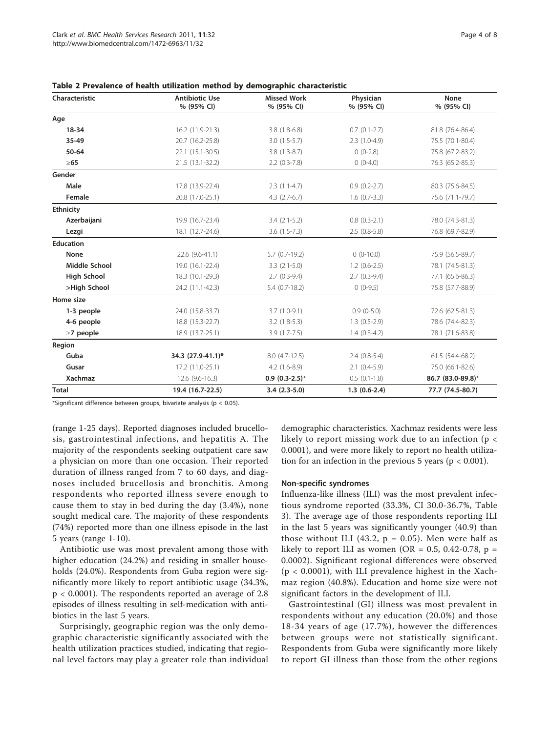**Table 2 Prevalence of health utilization method by demographic characteristic**

| Characteristic | Antibiotic Use % (95% CI) | Missed Work % (95% CI) | Physician % (95% CI) | None % (95% CI) |
|---|---|---|---|---|
| **Age** | | | | |
| **18-34** | 16.2 (11.9-21.3) | 3.8 (1.8-6.8) | 0.7 (0.1-2.7) | 81.8 (76.4-86.4) |
| **35-49** | 20.7 (16.2-25.8) | 3.0 (1.5-5.7) | 2.3 (1.0-4.9) | 75.5 (70.1-80.4) |
| **50-64** | 22.1 (15.1-30.5) | 3.8 (1.3-8.7) | 0 (0-2.8) | 75.8 (67.2-83.2) |
| **≥65** | 21.5 (13.1-32.2) | 2.2 (0.3-7.8) | 0 (0-4.0) | 76.3 (65.2-85.3) |
| **Gender** | | | | |
| **Male** | 17.8 (13.9-22.4) | 2.3 (1.1-4.7) | 0.9 (0.2-2.7) | 80.3 (75.6-84.5) |
| **Female** | 20.8 (17.0-25.1) | 4.3 (2.7-6.7) | 1.6 (0.7-3.3) | 75.6 (71.1-79.7) |
| **Ethnicity** | | | | |
| **Azerbaijani** | 19.9 (16.7-23.4) | 3.4 (2.1-5.2) | 0.8 (0.3-2.1) | 78.0 (74.3-81.3) |
| **Lezgi** | 18.1 (12.7-24.6) | 3.6 (1.5-7.3) | 2.5 (0.8-5.8) | 76.8 (69.7-82.9) |
| **Education** | | | | |
| **None** | 22.6 (9.6-41.1) | 5.7 (0.7-19.2) | 0 (0-10.0) | 75.9 (56.5-89.7) |
| **Middle School** | 19.0 (16.1-22.4) | 3.3 (2.1-5.0) | 1.2 (0.6-2.5) | 78.1 (74.5-81.3) |
| **High School** | 18.3 (10.1-29.3) | 2.7 (0.3-9.4) | 2.7 (0.3-9.4) | 77.1 (65.6-86.3) |
| **>High School** | 24.2 (11.1-42.3) | 5.4 (0.7-18.2) | 0 (0-9.5) | 75.8 (57.7-88.9) |
| **Home size** | | | | |
| **1-3 people** | 24.0 (15.8-33.7) | 3.7 (1.0-9.1) | 0.9 (0-5.0) | 72.6 (62.5-81.3) |
| **4-6 people** | 18.8 (15.3-22.7) | 3.2 (1.8-5.3) | 1.3 (0.5-2.9) | 78.6 (74.4-82.3) |
| **≥7 people** | 18.9 (13.7-25.1) | 3.9 (1.7-7.5) | 1.4 (0.3-4.2) | 78.1 (71.6-83.8) |
| **Region** | | | | |
| **Guba** | **34.3 (27.9-41.1)*** | 8.0 (4.7-12.5) | 2.4 (0.8-5.4) | 61.5 (54.4-68.2) |
| **Gusar** | 17.2 (11.0-25.1) | 4.2 (1.6-8.9) | 2.1 (0.4-5.9) | 75.0 (66.1-82.6) |
| **Xachmaz** | 12.6 (9.6-16.3) | **0.9 (0.3-2.5)*** | 0.5 (0.1-1.8) | **86.7 (83.0-89.8)*** |
| **Total** | **19.4 (16.7-22.5)** | **3.4 (2.3-5.0)** | **1.3 (0.6-2.4)** | **77.7 (74.5-80.7)** |

*Significant difference between groups, bivariate analysis ($p < 0.05$).

(range 1-25 days). Reported diagnoses included brucellosis, gastrointestinal infections, and hepatitis A. The majority of the respondents seeking outpatient care saw a physician on more than one occasion. Their reported duration of illness ranged from 7 to 60 days, and diagnoses included brucellosis and bronchitis. Among respondents who reported illness severe enough to cause them to stay in bed during the day (3.4%), none sought medical care. The majority of these respondents (74%) reported more than one illness episode in the last 5 years (range 1-10).

Antibiotic use was most prevalent among those with higher education (24.2%) and residing in smaller households (24.0%). Respondents from Guba region were significantly more likely to report antibiotic usage (34.3%, $p < 0.0001$). The respondents reported an average of 2.8 episodes of illness resulting in self-medication with antibiotics in the last 5 years.

Surprisingly, geographic region was the only demographic characteristic significantly associated with the health utilization practices studied, indicating that regional level factors may play a greater role than individual demographic characteristics. Xachmaz residents were less likely to report missing work due to an infection ($p < 0.0001$), and were more likely to report no health utilization for an infection in the previous 5 years ($p < 0.001$).

### Non-specific syndromes

Influenza-like illness (ILI) was the most prevalent infectious syndrome reported (33.3%, CI 30.0-36.7%, Table 3). The average age of those respondents reporting ILI in the last 5 years was significantly younger (40.9) than those without ILI (43.2, $p = 0.05$). Men were half as likely to report ILI as women (OR = 0.5, 0.42-0.78, $p = 0.0002$). Significant regional differences were observed ($p < 0.0001$), with ILI prevalence highest in the Xachmaz region (40.8%). Education and home size were not significant factors in the development of ILI.

Gastrointestinal (GI) illness was most prevalent in respondents without any education (20.0%) and those 18-34 years of age (17.7%), however the differences between groups were not statistically significant. Respondents from Guba were significantly more likely to report GI illness than those from the other regions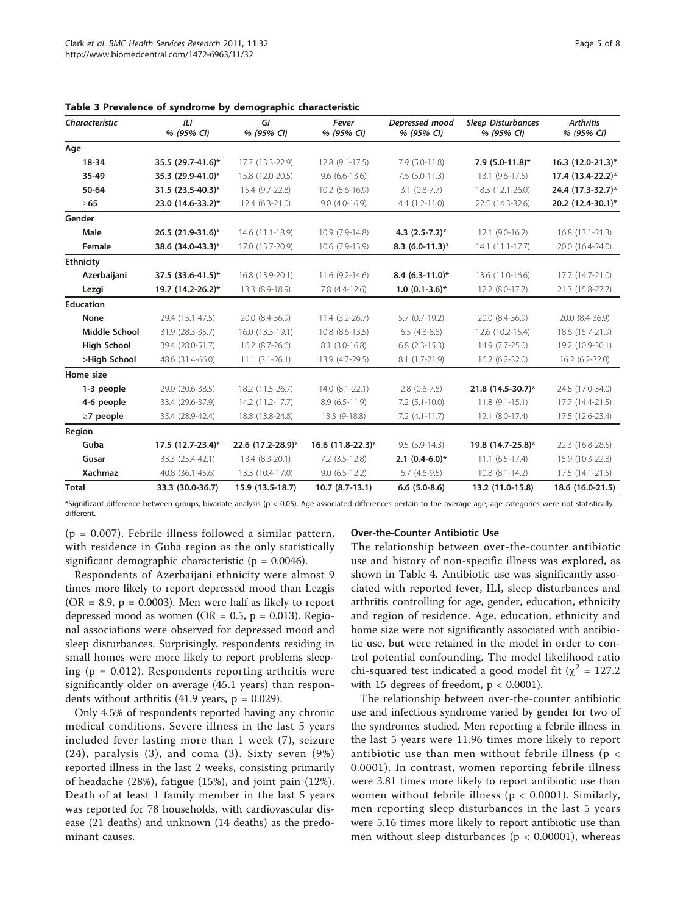**Table 3 Prevalence of syndrome by demographic characteristic**

| Characteristic | ILI % (95% CI) | GI % (95% CI) | Fever % (95% CI) | Depressed mood % (95% CI) | Sleep Disturbances % (95% CI) | Arthritis % (95% CI) |
|---|---|---|---|---|---|---|
| **Age** | | | | | | |
| **18-34** | **35.5 (29.7-41.6)*** | 17.7 (13.3-22.9) | 12.8 (9.1-17.5) | 7.9 (5.0-11.8) | **7.9 (5.0-11.8)*** | **16.3 (12.0-21.3)*** |
| **35-49** | **35.3 (29.9-41.0)*** | 15.8 (12.0-20.5) | 9.6 (6.6-13.6) | 7.6 (5.0-11.3) | 13.1 (9.6-17.5) | **17.4 (13.4-22.2)*** |
| **50-64** | **31.5 (23.5-40.3)*** | 15.4 (9.7-22.8) | 10.2 (5.6-16.9) | 3.1 (0.8-7.7) | 18.3 (12.1-26.0) | **24.4 (17.3-32.7)*** |
| **≥65** | **23.0 (14.6-33.2)*** | 12.4 (6.3-21.0) | 9.0 (4.0-16.9) | 4.4 (1.2-11.0) | 22.5 (14.3-32.6) | **20.2 (12.4-30.1)*** |
| **Gender** | | | | | | |
| **Male** | **26.5 (21.9-31.6)*** | 14.6 (11.1-18.9) | 10.9 (7.9-14.8) | **4.3 (2.5-7.2)*** | 12.1 (9.0-16.2) | 16.8 (13.1-21.3) |
| **Female** | **38.6 (34.0-43.3)*** | 17.0 (13.7-20.9) | 10.6 (7.9-13.9) | **8.3 (6.0-11.3)*** | 14.1 (11.1-17.7) | 20.0 (16.4-24.0) |
| **Ethnicity** | | | | | | |
| **Azerbaijani** | **37.5 (33.6-41.5)*** | 16.8 (13.9-20.1) | 11.6 (9.2-14.6) | **8.4 (6.3-11.0)*** | 13.6 (11.0-16.6) | 17.7 (14.7-21.0) |
| **Lezgi** | **19.7 (14.2-26.2)*** | 13.3 (8.9-18.9) | 7.8 (4.4-12.6) | **1.0 (0.1-3.6)*** | 12.2 (8.0-17.7) | 21.3 (15.8-27.7) |
| **Education** | | | | | | |
| **None** | 29.4 (15.1-47.5) | 20.0 (8.4-36.9) | 11.4 (3.2-26.7) | 5.7 (0.7-19.2) | 20.0 (8.4-36.9) | 20.0 (8.4-36.9) |
| **Middle School** | 31.9 (28.3-35.7) | 16.0 (13.3-19.1) | 10.8 (8.6-13.5) | 6.5 (4.8-8.8) | 12.6 (10.2-15.4) | 18.6 (15.7-21.9) |
| **High School** | 39.4 (28.0-51.7) | 16.2 (8.7-26.6) | 8.1 (3.0-16.8) | 6.8 (2.3-15.3) | 14.9 (7.7-25.0) | 19.2 (10.9-30.1) |
| **>High School** | 48.6 (31.4-66.0) | 11.1 (3.1-26.1) | 13.9 (4.7-29.5) | 8.1 (1.7-21.9) | 16.2 (6.2-32.0) | 16.2 (6.2-32.0) |
| **Home size** | | | | | | |
| **1-3 people** | 29.0 (20.6-38.5) | 18.2 (11.5-26.7) | 14.0 (8.1-22.1) | 2.8 (0.6-7.8) | **21.8 (14.5-30.7)*** | 24.8 (17.0-34.0) |
| **4-6 people** | 33.4 (29.6-37.9) | 14.2 (11.2-17.7) | 8.9 (6.5-11.9) | 7.2 (5.1-10.0) | 11.8 (9.1-15.1) | 17.7 (14.4-21.5) |
| **≥7 people** | 35.4 (28.9-42.4) | 18.8 (13.8-24.8) | 13.3 (9-18.8) | 7.2 (4.1-11.7) | 12.1 (8.0-17.4) | 17.5 (12.6-23.4) |
| **Region** | | | | | | |
| **Guba** | **17.5 (12.7-23.4)*** | **22.6 (17.2-28.9)*** | **16.6 (11.8-22.3)*** | 9.5 (5.9-14.3) | **19.8 (14.7-25.8)*** | 22.3 (16.8-28.5) |
| **Gusar** | 33.3 (25.4-42.1) | 13.4 (8.3-20.1) | 7.2 (3.5-12.8) | **2.1 (0.4-6.0)*** | 11.1 (6.5-17.4) | 15.9 (10.3-22.8) |
| **Xachmaz** | 40.8 (36.1-45.6) | 13.3 (10.4-17.0) | 9.0 (6.5-12.2) | 6.7 (4.6-9.5) | 10.8 (8.1-14.2) | 17.5 (14.1-21.5) |
| **Total** | **33.3 (30.0-36.7)** | **15.9 (13.5-18.7)** | **10.7 (8.7-13.1)** | **6.6 (5.0-8.6)** | **13.2 (11.0-15.8)** | **18.6 (16.0-21.5)** |

*Significant difference between groups, bivariate analysis ($p < 0.05$). Age associated differences pertain to the average age; age categories were not statistically different.

($p = 0.007$). Febrile illness followed a similar pattern, with residence in Guba region as the only statistically significant demographic characteristic ($p = 0.0046$).

Respondents of Azerbaijani ethnicity were almost 9 times more likely to report depressed mood than Lezgis (OR = 8.9, $p = 0.0003$). Men were half as likely to report depressed mood as women (OR = 0.5, $p = 0.013$). Regional associations were observed for depressed mood and sleep disturbances. Surprisingly, respondents residing in small homes were more likely to report problems sleeping ($p = 0.012$). Respondents reporting arthritis were significantly older on average (45.1 years) than respondents without arthritis (41.9 years, $p = 0.029$).

Only 4.5% of respondents reported having any chronic medical conditions. Severe illness in the last 5 years included fever lasting more than 1 week (7), seizure (24), paralysis (3), and coma (3). Sixty seven (9%) reported illness in the last 2 weeks, consisting primarily of headache (28%), fatigue (15%), and joint pain (12%). Death of at least 1 family member in the last 5 years was reported for 78 households, with cardiovascular disease (21 deaths) and unknown (14 deaths) as the predominant causes.

### Over-the-Counter Antibiotic Use

The relationship between over-the-counter antibiotic use and history of non-specific illness was explored, as shown in Table 4. Antibiotic use was significantly associated with reported fever, ILI, sleep disturbances and arthritis controlling for age, gender, education, ethnicity and region of residence. Age, education, ethnicity and home size were not significantly associated with antibiotic use, but were retained in the model in order to control potential confounding. The model likelihood ratio chi-squared test indicated a good model fit ($\chi^2 = 127.2$ with 15 degrees of freedom, $p < 0.0001$).

The relationship between over-the-counter antibiotic use and infectious syndrome varied by gender for two of the syndromes studied. Men reporting a febrile illness in the last 5 years were 11.96 times more likely to report antibiotic use than men without febrile illness ($p < 0.0001$). In contrast, women reporting febrile illness were 3.81 times more likely to report antibiotic use than women without febrile illness ($p < 0.0001$). Similarly, men reporting sleep disturbances in the last 5 years were 5.16 times more likely to report antibiotic use than men without sleep disturbances ($p < 0.00001$), whereas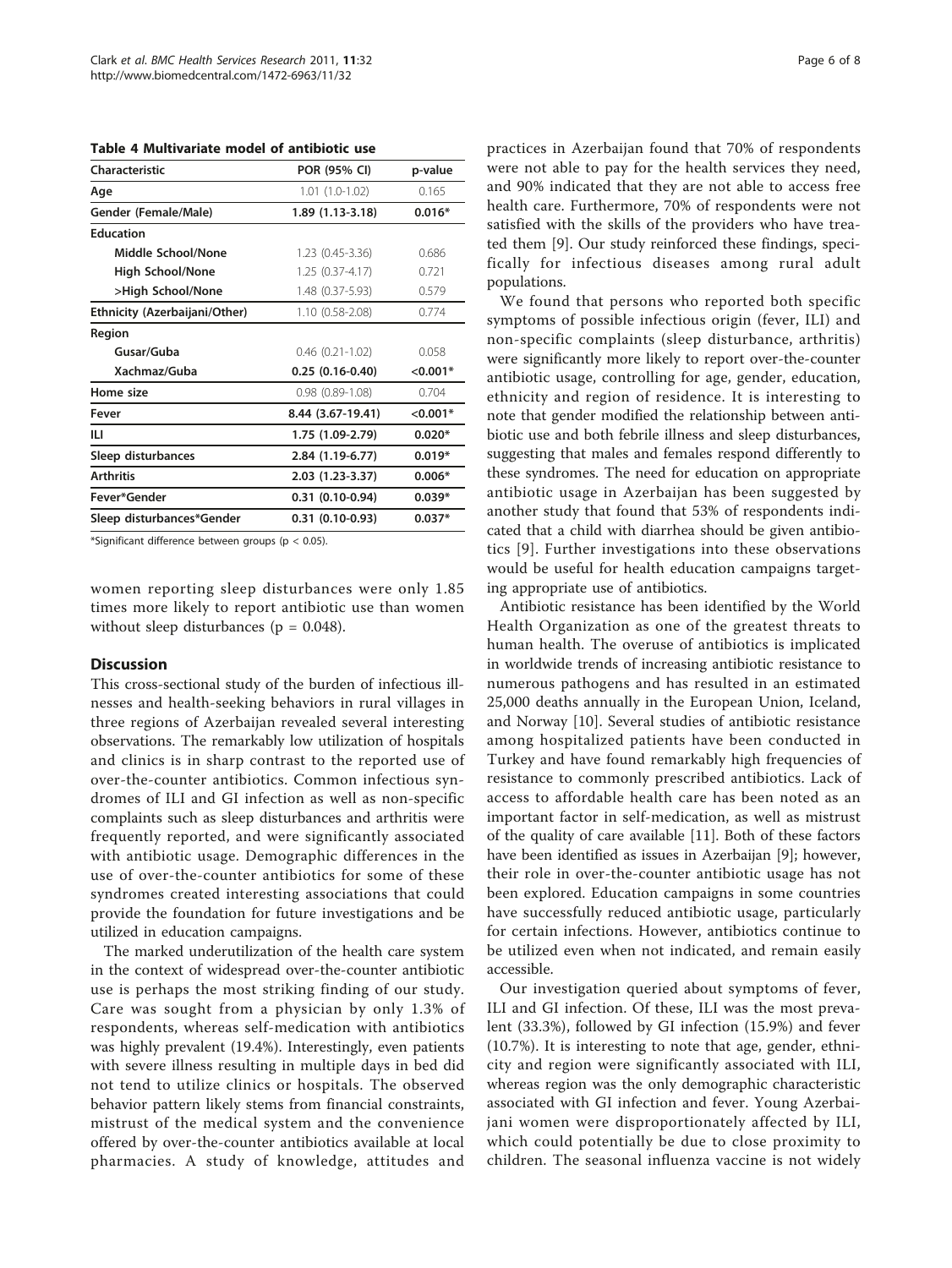**Table 4 Multivariate model of antibiotic use**

| Characteristic | POR (95% CI) | p-value |
|---|---|---|
| Age | 1.01 (1.0-1.02) | 0.165 |
| **Gender (Female/Male)** | **1.89 (1.13-3.18)** | **0.016*** |
| **Education** | | |
| Middle School/None | 1.23 (0.45-3.36) | 0.686 |
| High School/None | 1.25 (0.37-4.17) | 0.721 |
| >High School/None | 1.48 (0.37-5.93) | 0.579 |
| Ethnicity (Azerbaijani/Other) | 1.10 (0.58-2.08) | 0.774 |
| **Region** | | |
| Gusar/Guba | 0.46 (0.21-1.02) | 0.058 |
| **Xachmaz/Guba** | **0.25 (0.16-0.40)** | **<0.001*** |
| Home size | 0.98 (0.89-1.08) | 0.704 |
| **Fever** | **8.44 (3.67-19.41)** | **<0.001*** |
| **ILI** | **1.75 (1.09-2.79)** | **0.020*** |
| **Sleep disturbances** | **2.84 (1.19-6.77)** | **0.019*** |
| **Arthritis** | **2.03 (1.23-3.37)** | **0.006*** |
| **Fever*Gender** | **0.31 (0.10-0.94)** | **0.039*** |
| **Sleep disturbances*Gender** | **0.31 (0.10-0.93)** | **0.037*** |

*Significant difference between groups ($p < 0.05$).

women reporting sleep disturbances were only 1.85 times more likely to report antibiotic use than women without sleep disturbances ($p = 0.048$).

## Discussion

This cross-sectional study of the burden of infectious illnesses and health-seeking behaviors in rural villages in three regions of Azerbaijan revealed several interesting observations. The remarkably low utilization of hospitals and clinics is in sharp contrast to the reported use of over-the-counter antibiotics. Common infectious syndromes of ILI and GI infection as well as non-specific complaints such as sleep disturbances and arthritis were frequently reported, and were significantly associated with antibiotic usage. Demographic differences in the use of over-the-counter antibiotics for some of these syndromes created interesting associations that could provide the foundation for future investigations and be utilized in education campaigns.

The marked underutilization of the health care system in the context of widespread over-the-counter antibiotic use is perhaps the most striking finding of our study. Care was sought from a physician by only 1.3% of respondents, whereas self-medication with antibiotics was highly prevalent (19.4%). Interestingly, even patients with severe illness resulting in multiple days in bed did not tend to utilize clinics or hospitals. The observed behavior pattern likely stems from financial constraints, mistrust of the medical system and the convenience offered by over-the-counter antibiotics available at local pharmacies. A study of knowledge, attitudes and practices in Azerbaijan found that 70% of respondents were not able to pay for the health services they need, and 90% indicated that they are not able to access free health care. Furthermore, 70% of respondents were not satisfied with the skills of the providers who have treated them [9]. Our study reinforced these findings, specifically for infectious diseases among rural adult populations.

We found that persons who reported both specific symptoms of possible infectious origin (fever, ILI) and non-specific complaints (sleep disturbance, arthritis) were significantly more likely to report over-the-counter antibiotic usage, controlling for age, gender, education, ethnicity and region of residence. It is interesting to note that gender modified the relationship between antibiotic use and both febrile illness and sleep disturbances, suggesting that males and females respond differently to these syndromes. The need for education on appropriate antibiotic usage in Azerbaijan has been suggested by another study that found that 53% of respondents indicated that a child with diarrhea should be given antibiotics [9]. Further investigations into these observations would be useful for health education campaigns targeting appropriate use of antibiotics.

Antibiotic resistance has been identified by the World Health Organization as one of the greatest threats to human health. The overuse of antibiotics is implicated in worldwide trends of increasing antibiotic resistance to numerous pathogens and has resulted in an estimated 25,000 deaths annually in the European Union, Iceland, and Norway [10]. Several studies of antibiotic resistance among hospitalized patients have been conducted in Turkey and have found remarkably high frequencies of resistance to commonly prescribed antibiotics. Lack of access to affordable health care has been noted as an important factor in self-medication, as well as mistrust of the quality of care available [11]. Both of these factors have been identified as issues in Azerbaijan [9]; however, their role in over-the-counter antibiotic usage has not been explored. Education campaigns in some countries have successfully reduced antibiotic usage, particularly for certain infections. However, antibiotics continue to be utilized even when not indicated, and remain easily accessible.

Our investigation queried about symptoms of fever, ILI and GI infection. Of these, ILI was the most prevalent (33.3%), followed by GI infection (15.9%) and fever (10.7%). It is interesting to note that age, gender, ethnicity and region were significantly associated with ILI, whereas region was the only demographic characteristic associated with GI infection and fever. Young Azerbaijani women were disproportionately affected by ILI, which could potentially be due to close proximity to children. The seasonal influenza vaccine is not widely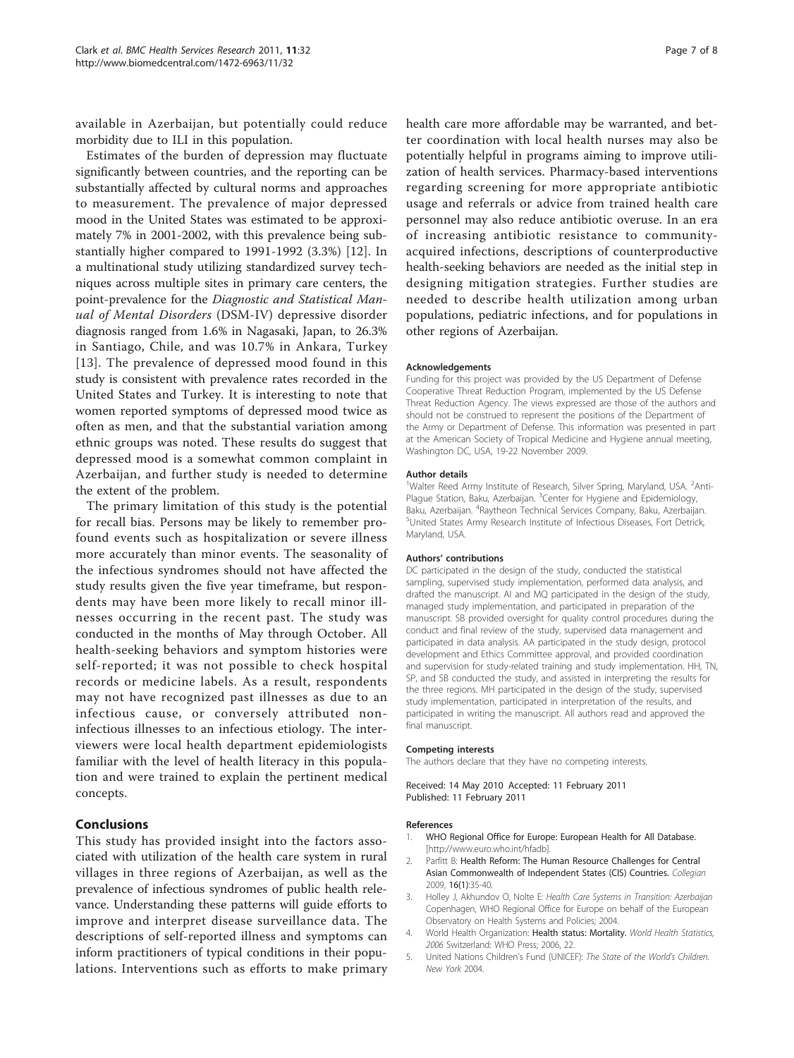available in Azerbaijan, but potentially could reduce morbidity due to ILI in this population.

Estimates of the burden of depression may fluctuate significantly between countries, and the reporting can be substantially affected by cultural norms and approaches to measurement. The prevalence of major depressed mood in the United States was estimated to be approximately 7% in 2001-2002, with this prevalence being substantially higher compared to 1991-1992 (3.3%) [12]. In a multinational study utilizing standardized survey techniques across multiple sites in primary care centers, the point-prevalence for the *Diagnostic and Statistical Manual of Mental Disorders* (DSM-IV) depressive disorder diagnosis ranged from 1.6% in Nagasaki, Japan, to 26.3% in Santiago, Chile, and was 10.7% in Ankara, Turkey [13]. The prevalence of depressed mood found in this study is consistent with prevalence rates recorded in the United States and Turkey. It is interesting to note that women reported symptoms of depressed mood twice as often as men, and that the substantial variation among ethnic groups was noted. These results do suggest that depressed mood is a somewhat common complaint in Azerbaijan, and further study is needed to determine the extent of the problem.

The primary limitation of this study is the potential for recall bias. Persons may be likely to remember profound events such as hospitalization or severe illness more accurately than minor events. The seasonality of the infectious syndromes should not have affected the study results given the five year timeframe, but respondents may have been more likely to recall minor illnesses occurring in the recent past. The study was conducted in the months of May through October. All health-seeking behaviors and symptom histories were self-reported; it was not possible to check hospital records or medicine labels. As a result, respondents may not have recognized past illnesses as due to an infectious cause, or conversely attributed non-infectious illnesses to an infectious etiology. The interviewers were local health department epidemiologists familiar with the level of health literacy in this population and were trained to explain the pertinent medical concepts.

## Conclusions

This study has provided insight into the factors associated with utilization of the health care system in rural villages in three regions of Azerbaijan, as well as the prevalence of infectious syndromes of public health relevance. Understanding these patterns will guide efforts to improve and interpret disease surveillance data. The descriptions of self-reported illness and symptoms can inform practitioners of typical conditions in their populations. Interventions such as efforts to make primary health care more affordable may be warranted, and better coordination with local health nurses may also be potentially helpful in programs aiming to improve utilization of health services. Pharmacy-based interventions regarding screening for more appropriate antibiotic usage and referrals or advice from trained health care personnel may also reduce antibiotic overuse. In an era of increasing antibiotic resistance to community-acquired infections, descriptions of counterproductive health-seeking behaviors are needed as the initial step in designing mitigation strategies. Further studies are needed to describe health utilization among urban populations, pediatric infections, and for populations in other regions of Azerbaijan.

#### Acknowledgements

Funding for this project was provided by the US Department of Defense Cooperative Threat Reduction Program, implemented by the US Defense Threat Reduction Agency. The views expressed are those of the authors and should not be construed to represent the positions of the Department of the Army or Department of Defense. This information was presented in part at the American Society of Tropical Medicine and Hygiene annual meeting, Washington DC, USA, 19-22 November 2009.

#### Author details

[1]Walter Reed Army Institute of Research, Silver Spring, Maryland, USA. [2]Anti-Plague Station, Baku, Azerbaijan. [3]Center for Hygiene and Epidemiology, Baku, Azerbaijan. [4]Raytheon Technical Services Company, Baku, Azerbaijan. [5]United States Army Research Institute of Infectious Diseases, Fort Detrick, Maryland, USA.

#### Authors' contributions

DC participated in the design of the study, conducted the statistical sampling, supervised study implementation, performed data analysis, and drafted the manuscript. AI and MQ participated in the design of the study, managed study implementation, and participated in preparation of the manuscript. SB provided oversight for quality control procedures during the conduct and final review of the study, supervised data management and participated in data analysis. AA participated in the study design, protocol development and Ethics Committee approval, and provided coordination and supervision for study-related training and study implementation. HH, TN, SP, and SB conducted the study, and assisted in interpreting the results for the three regions. MH participated in the design of the study, supervised study implementation, participated in interpretation of the results, and participated in writing the manuscript. All authors read and approved the final manuscript.

#### Competing interests

The authors declare that they have no competing interests.

Received: 14 May 2010 Accepted: 11 February 2011
Published: 11 February 2011

#### References

1. WHO Regional Office for Europe: **European Health for All Database.** [http://www.euro.who.int/hfadb].
2. Parfitt B: **Health Reform: The Human Resource Challenges for Central Asian Commonwealth of Independent States (CIS) Countries.** *Collegian* 2009, **16(1)**:35-40.
3. Holley J, Akhundov O, Nolte E: *Health Care Systems in Transition: Azerbaijan* Copenhagen, WHO Regional Office for Europe on behalf of the European Observatory on Health Systems and Policies; 2004.
4. World Health Organization: **Health status: Mortality.** *World Health Statistics, 2006* Switzerland: WHO Press; 2006, 22.
5. United Nations Children's Fund (UNICEF): *The State of the World's Children.* New York 2004.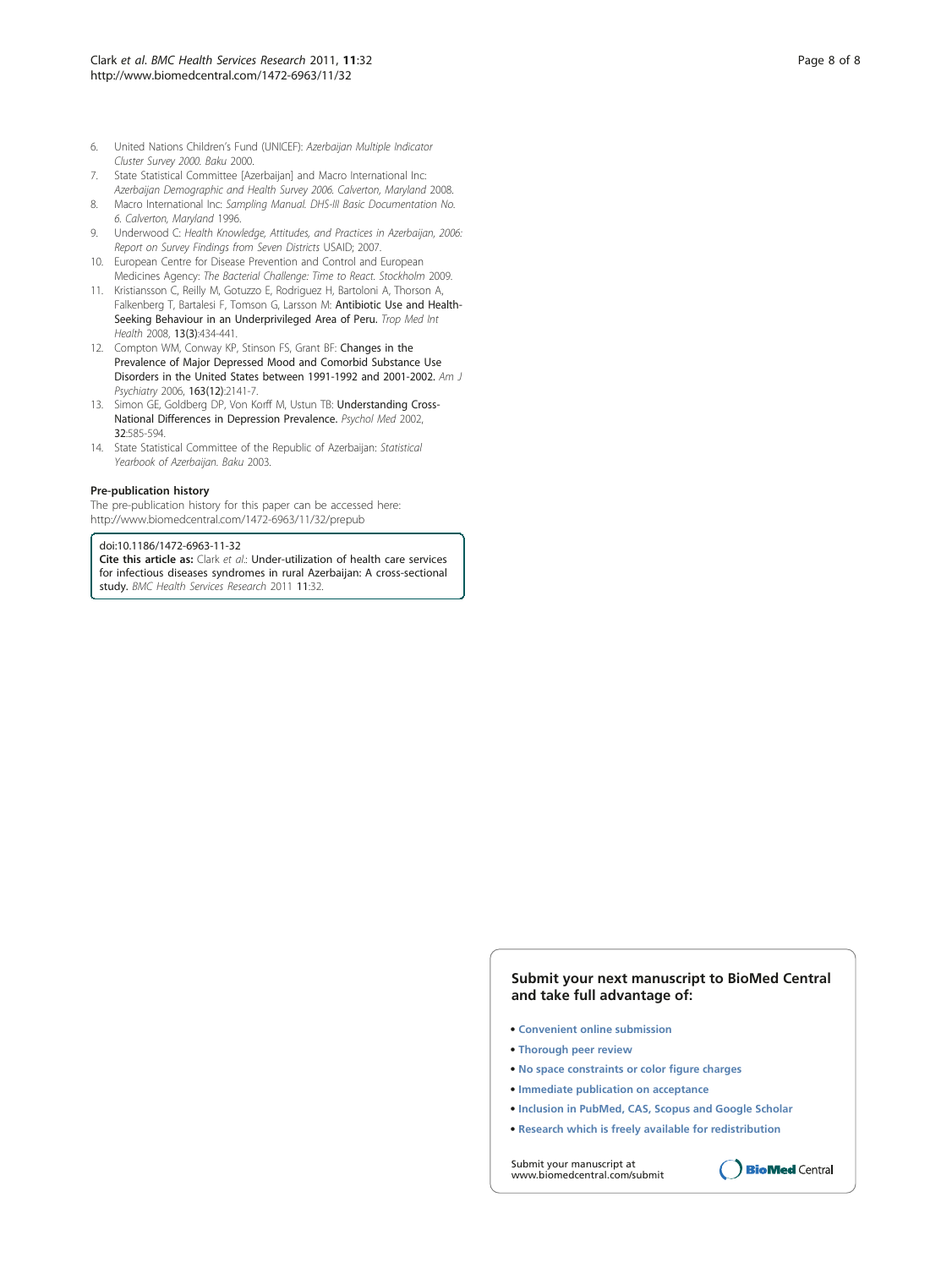6. United Nations Children's Fund (UNICEF): *Azerbaijan Multiple Indicator Cluster Survey 2000. Baku* 2000.
7. State Statistical Committee [Azerbaijan] and Macro International Inc: *Azerbaijan Demographic and Health Survey 2006. Calverton, Maryland* 2008.
8. Macro International Inc: *Sampling Manual. DHS-III Basic Documentation No. 6. Calverton, Maryland* 1996.
9. Underwood C: *Health Knowledge, Attitudes, and Practices in Azerbaijan, 2006: Report on Survey Findings from Seven Districts* USAID; 2007.
10. European Centre for Disease Prevention and Control and European Medicines Agency: *The Bacterial Challenge: Time to React. Stockholm* 2009.
11. Kristiansson C, Reilly M, Gotuzzo E, Rodriguez H, Bartoloni A, Thorson A, Falkenberg T, Bartalesi F, Tomson G, Larsson M: **Antibiotic Use and Health-Seeking Behaviour in an Underprivileged Area of Peru.** *Trop Med Int Health* 2008, **13(3)**:434-441.
12. Compton WM, Conway KP, Stinson FS, Grant BF: **Changes in the Prevalence of Major Depressed Mood and Comorbid Substance Use Disorders in the United States between 1991-1992 and 2001-2002.** *Am J Psychiatry* 2006, **163(12)**:2141-7.
13. Simon GE, Goldberg DP, Von Korff M, Ustun TB: **Understanding Cross-National Differences in Depression Prevalence.** *Psychol Med* 2002, **32**:585-594.
14. State Statistical Committee of the Republic of Azerbaijan: *Statistical Yearbook of Azerbaijan. Baku* 2003.

#### Pre-publication history

The pre-publication history for this paper can be accessed here:
http://www.biomedcentral.com/1472-6963/11/32/prepub

doi:10.1186/1472-6963-11-32
**Cite this article as:** Clark *et al.*: **Under-utilization of health care services for infectious diseases syndromes in rural Azerbaijan: A cross-sectional study.** *BMC Health Services Research* 2011 **11**:32.

**Submit your next manuscript to BioMed Central and take full advantage of:**

- **Convenient online submission**
- **Thorough peer review**
- **No space constraints or color figure charges**
- **Immediate publication on acceptance**
- **Inclusion in PubMed, CAS, Scopus and Google Scholar**
- **Research which is freely available for redistribution**

Submit your manuscript at
www.biomedcentral.com/submit

BioMed Central